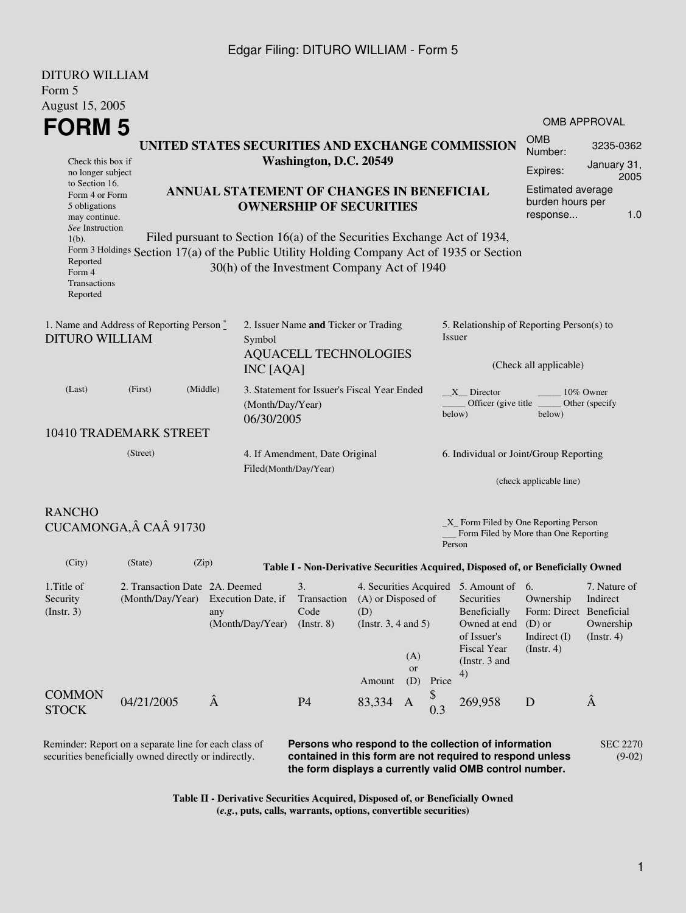DITURO WILLIAM
Form 5
August 15, 2005

# FORM 5

OMB APPROVAL

| OMB Number: | 3235-0362 |
|---|---|
| Expires: | January 31, 2005 |
| Estimated average burden hours per response... | 1.0 |

Check this box if no longer subject to Section 16. Form 4 or Form 5 obligations may continue. *See* Instruction 1(b).
Form 3 Holdings Reported
Form 4 Transactions Reported

## UNITED STATES SECURITIES AND EXCHANGE COMMISSION
**Washington, D.C. 20549**

## ANNUAL STATEMENT OF CHANGES IN BENEFICIAL OWNERSHIP OF SECURITIES

Filed pursuant to Section 16(a) of the Securities Exchange Act of 1934, Section 17(a) of the Public Utility Holding Company Act of 1935 or Section 30(h) of the Investment Company Act of 1940

1. Name and Address of Reporting Person *
DITURO WILLIAM

(Last) (First) (Middle)

10410 TRADEMARK STREET

(Street)

RANCHO CUCAMONGA, CA 91730

(City) (State) (Zip)

2. Issuer Name **and** Ticker or Trading Symbol
AQUACELL TECHNOLOGIES INC [AQA]

3. Statement for Issuer's Fiscal Year Ended (Month/Day/Year)
06/30/2005

4. If Amendment, Date Original Filed(Month/Day/Year)

5. Relationship of Reporting Person(s) to Issuer

(Check all applicable)

\_\_X\_\_ Director
\_\_\_\_\_ 10% Owner
\_\_\_\_\_ Officer (give title below)
\_\_\_\_\_ Other (specify below)

6. Individual or Joint/Group Reporting

(check applicable line)

\_X\_ Form Filed by One Reporting Person
\_\_\_ Form Filed by More than One Reporting Person

**Table I - Non-Derivative Securities Acquired, Disposed of, or Beneficially Owned**

| 1.Title of Security (Instr. 3) | 2. Transaction Date (Month/Day/Year) | 2A. Deemed Execution Date, if any (Month/Day/Year) | 3. Transaction Code (Instr. 8) | 4. Securities Acquired (A) or Disposed of (D) (Instr. 3, 4 and 5) | | | 5. Amount of Securities Beneficially Owned at end of Issuer's Fiscal Year (Instr. 3 and 4) | 6. Ownership Form: Direct (D) or Indirect (I) (Instr. 4) | 7. Nature of Indirect Beneficial Ownership (Instr. 4) |
|---|---|---|---|---|---|---|---|---|---|
| | | | | Amount | (A) or (D) | Price | | | |
| COMMON STOCK | 04/21/2005 | | P4 | 83,334 | A | $ 0.3 | 269,958 | D | |

Reminder: Report on a separate line for each class of securities beneficially owned directly or indirectly.

**Persons who respond to the collection of information contained in this form are not required to respond unless the form displays a currently valid OMB control number.**

SEC 2270 (9-02)

**Table II - Derivative Securities Acquired, Disposed of, or Beneficially Owned**
**(*e.g.*, puts, calls, warrants, options, convertible securities)**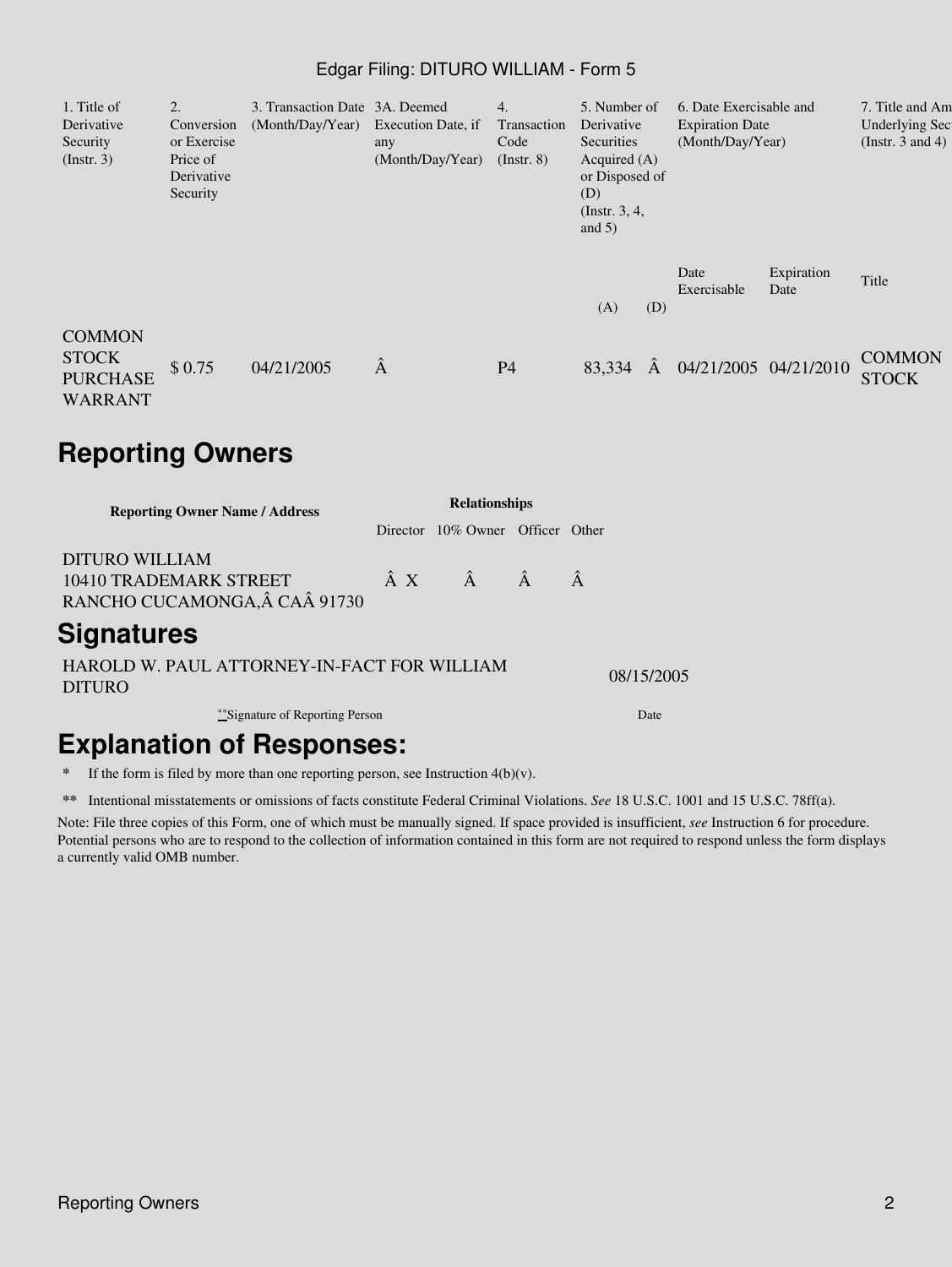| 1. Title of Derivative Security (Instr. 3) | 2. Conversion or Exercise Price of Derivative Security | 3. Transaction Date (Month/Day/Year) | 3A. Deemed Execution Date, if any (Month/Day/Year) | 4. Transaction Code (Instr. 8) | 5. Number of Derivative Securities Acquired (A) or Disposed of (D) (Instr. 3, 4, and 5) | | 6. Date Exercisable and Expiration Date (Month/Day/Year) | | 7. Title and Am Underlying Sec (Instr. 3 and 4) |
|---|---|---|---|---|---|---|---|---|---|
| | | | | | (A) | (D) | Date Exercisable | Expiration Date | Title |
| COMMON STOCK PURCHASE WARRANT | $ 0.75 | 04/21/2005 | Â | P4 | 83,334 | Â | 04/21/2005 | 04/21/2010 | COMMON STOCK |

## Reporting Owners

| Reporting Owner Name / Address | Relationships | | | |
|---|---|---|---|---|
| | Director | 10% Owner | Officer | Other |
| DITURO WILLIAM<br>10410 TRADEMARK STREET<br>RANCHO CUCAMONGA, CA 91730 | Â X | Â | Â | Â |

## Signatures

| | |
|---|---|
| HAROLD W. PAUL ATTORNEY-IN-FACT FOR WILLIAM DITURO | 08/15/2005 |
| **Signature of Reporting Person | Date |

## Explanation of Responses:

\* If the form is filed by more than one reporting person, see Instruction 4(b)(v).

** Intentional misstatements or omissions of facts constitute Federal Criminal Violations. *See* 18 U.S.C. 1001 and 15 U.S.C. 78ff(a).

Note: File three copies of this Form, one of which must be manually signed. If space provided is insufficient, *see* Instruction 6 for procedure.
Potential persons who are to respond to the collection of information contained in this form are not required to respond unless the form displays a currently valid OMB number.